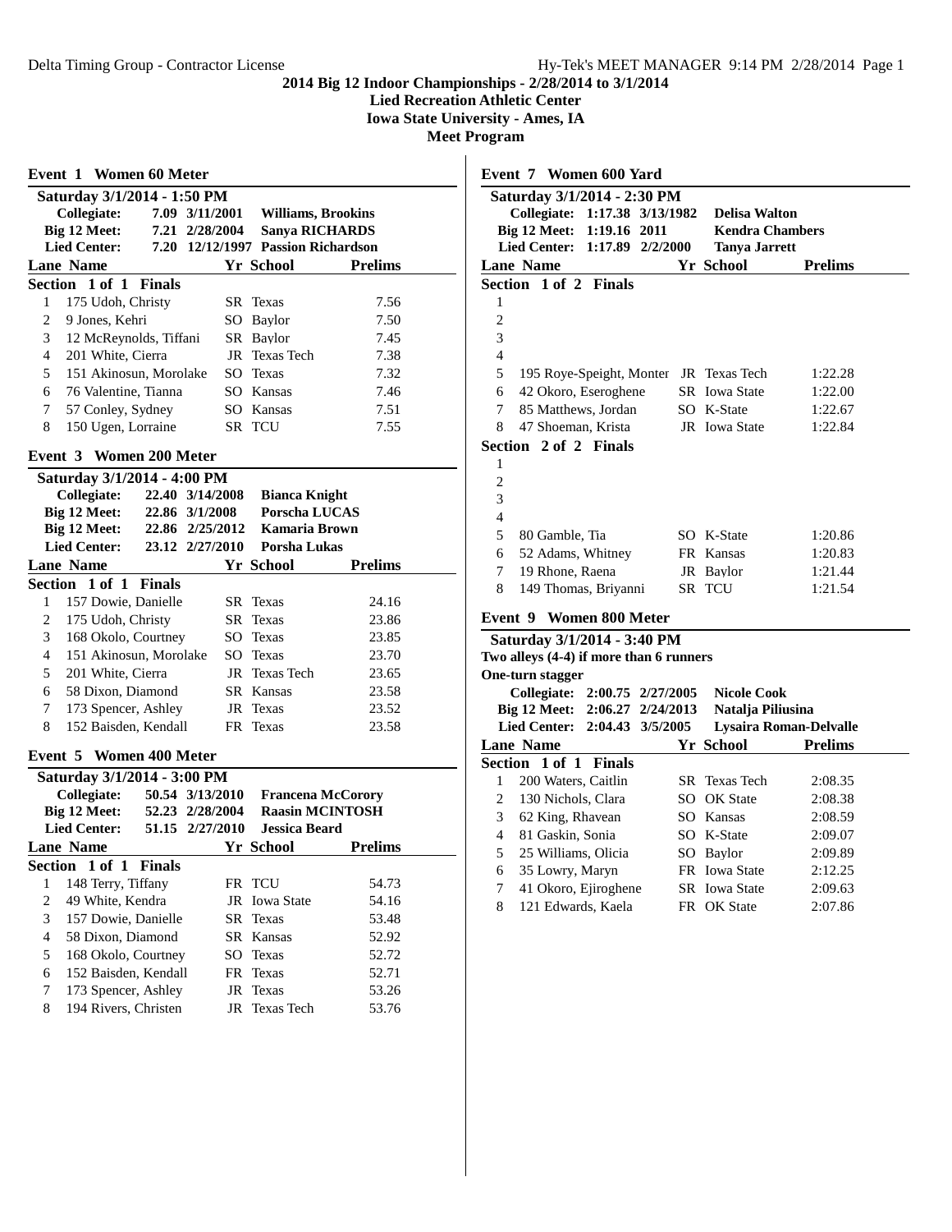# 2014 Big 12 Indoor Championships - 2/28/2014 to 3/1/2014

**Lied Recreation Athletic Center**
**Iowa State University - Ames, IA**
**Meet Program**

## Event 1 Women 60 Meter

**Saturday 3/1/2014 - 1:50 PM**

| Record | Mark | Date | Holder |
|---|---|---|---|
| Collegiate: | 7.09 | 3/11/2001 | Williams, Brookins |
| Big 12 Meet: | 7.21 | 2/28/2004 | Sanya RICHARDS |
| Lied Center: | 7.20 | 12/12/1997 | Passion Richardson |

**Section 1 of 1 Finals**

| Lane | Name | Yr | School | Prelims |
|---|---|---|---|---|
| 1 | 175 Udoh, Christy | SR | Texas | 7.56 |
| 2 | 9 Jones, Kehri | SO | Baylor | 7.50 |
| 3 | 12 McReynolds, Tiffani | SR | Baylor | 7.45 |
| 4 | 201 White, Cierra | JR | Texas Tech | 7.38 |
| 5 | 151 Akinosun, Morolake | SO | Texas | 7.32 |
| 6 | 76 Valentine, Tianna | SO | Kansas | 7.46 |
| 7 | 57 Conley, Sydney | SO | Kansas | 7.51 |
| 8 | 150 Ugen, Lorraine | SR | TCU | 7.55 |

## Event 3 Women 200 Meter

**Saturday 3/1/2014 - 4:00 PM**

| Record | Mark | Date | Holder |
|---|---|---|---|
| Collegiate: | 22.40 | 3/14/2008 | Bianca Knight |
| Big 12 Meet: | 22.86 | 3/1/2008 | Porscha LUCAS |
| Big 12 Meet: | 22.86 | 2/25/2012 | Kamaria Brown |
| Lied Center: | 23.12 | 2/27/2010 | Porsha Lukas |

**Section 1 of 1 Finals**

| Lane | Name | Yr | School | Prelims |
|---|---|---|---|---|
| 1 | 157 Dowie, Danielle | SR | Texas | 24.16 |
| 2 | 175 Udoh, Christy | SR | Texas | 23.86 |
| 3 | 168 Okolo, Courtney | SO | Texas | 23.85 |
| 4 | 151 Akinosun, Morolake | SO | Texas | 23.70 |
| 5 | 201 White, Cierra | JR | Texas Tech | 23.65 |
| 6 | 58 Dixon, Diamond | SR | Kansas | 23.58 |
| 7 | 173 Spencer, Ashley | JR | Texas | 23.52 |
| 8 | 152 Baisden, Kendall | FR | Texas | 23.58 |

## Event 5 Women 400 Meter

**Saturday 3/1/2014 - 3:00 PM**

| Record | Mark | Date | Holder |
|---|---|---|---|
| Collegiate: | 50.54 | 3/13/2010 | Francena McCorory |
| Big 12 Meet: | 52.23 | 2/28/2004 | Raasin MCINTOSH |
| Lied Center: | 51.15 | 2/27/2010 | Jessica Beard |

**Section 1 of 1 Finals**

| Lane | Name | Yr | School | Prelims |
|---|---|---|---|---|
| 1 | 148 Terry, Tiffany | FR | TCU | 54.73 |
| 2 | 49 White, Kendra | JR | Iowa State | 54.16 |
| 3 | 157 Dowie, Danielle | SR | Texas | 53.48 |
| 4 | 58 Dixon, Diamond | SR | Kansas | 52.92 |
| 5 | 168 Okolo, Courtney | SO | Texas | 52.72 |
| 6 | 152 Baisden, Kendall | FR | Texas | 52.71 |
| 7 | 173 Spencer, Ashley | JR | Texas | 53.26 |
| 8 | 194 Rivers, Christen | JR | Texas Tech | 53.76 |

## Event 7 Women 600 Yard

**Saturday 3/1/2014 - 2:30 PM**

| Record | Mark | Date | Holder |
|---|---|---|---|
| Collegiate: | 1:17.38 | 3/13/1982 | Delisa Walton |
| Big 12 Meet: | 1:19.16 | 2011 | Kendra Chambers |
| Lied Center: | 1:17.89 | 2/2/2000 | Tanya Jarrett |

**Section 1 of 2 Finals**

| Lane | Name | Yr | School | Prelims |
|---|---|---|---|---|
| 1 | | | | |
| 2 | | | | |
| 3 | | | | |
| 4 | | | | |
| 5 | 195 Roye-Speight, Monter | JR | Texas Tech | 1:22.28 |
| 6 | 42 Okoro, Eseroghene | SR | Iowa State | 1:22.00 |
| 7 | 85 Matthews, Jordan | SO | K-State | 1:22.67 |
| 8 | 47 Shoeman, Krista | JR | Iowa State | 1:22.84 |

**Section 2 of 2 Finals**

| Lane | Name | Yr | School | Prelims |
|---|---|---|---|---|
| 1 | | | | |
| 2 | | | | |
| 3 | | | | |
| 4 | | | | |
| 5 | 80 Gamble, Tia | SO | K-State | 1:20.86 |
| 6 | 52 Adams, Whitney | FR | Kansas | 1:20.83 |
| 7 | 19 Rhone, Raena | JR | Baylor | 1:21.44 |
| 8 | 149 Thomas, Briyanni | SR | TCU | 1:21.54 |

## Event 9 Women 800 Meter

**Saturday 3/1/2014 - 3:40 PM**

**Two alleys (4-4) if more than 6 runners**

**One-turn stagger**

| Record | Mark | Date | Holder |
|---|---|---|---|
| Collegiate: | 2:00.75 | 2/27/2005 | Nicole Cook |
| Big 12 Meet: | 2:06.27 | 2/24/2013 | Natalja Piliusina |
| Lied Center: | 2:04.43 | 3/5/2005 | Lysaira Roman-Delvalle |

**Section 1 of 1 Finals**

| Lane | Name | Yr | School | Prelims |
|---|---|---|---|---|
| 1 | 200 Waters, Caitlin | SR | Texas Tech | 2:08.35 |
| 2 | 130 Nichols, Clara | SO | OK State | 2:08.38 |
| 3 | 62 King, Rhavean | SO | Kansas | 2:08.59 |
| 4 | 81 Gaskin, Sonia | SO | K-State | 2:09.07 |
| 5 | 25 Williams, Olicia | SO | Baylor | 2:09.89 |
| 6 | 35 Lowry, Maryn | FR | Iowa State | 2:12.25 |
| 7 | 41 Okoro, Ejiroghene | SR | Iowa State | 2:09.63 |
| 8 | 121 Edwards, Kaela | FR | OK State | 2:07.86 |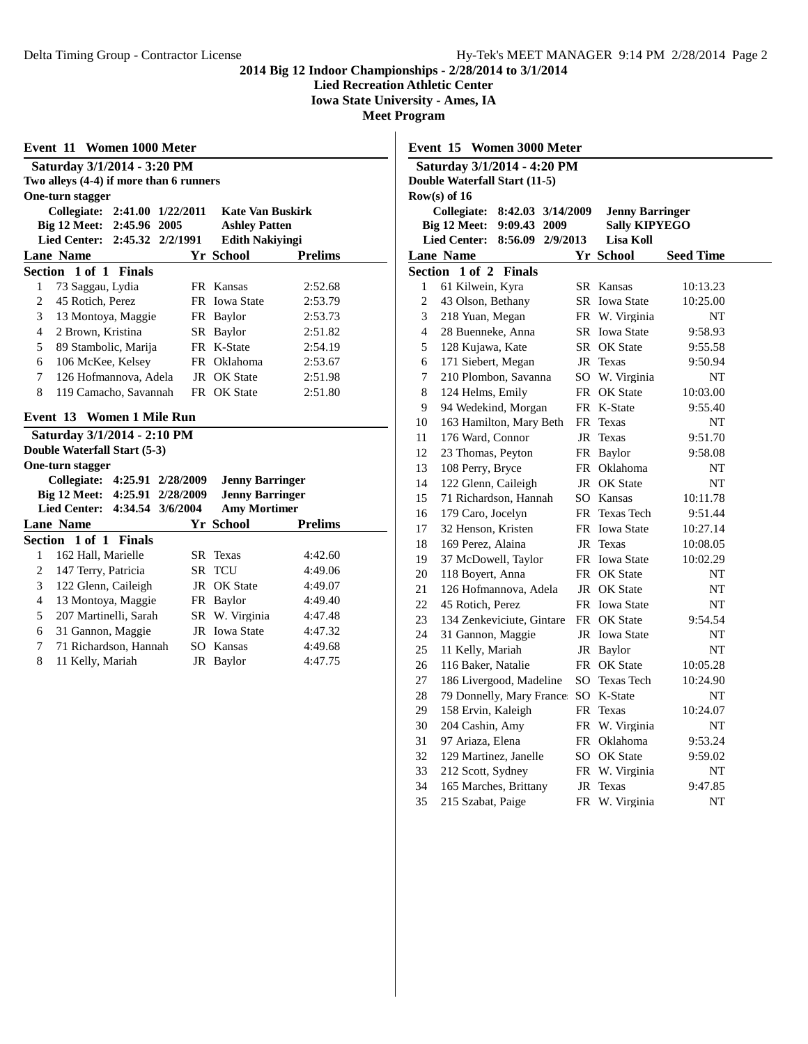**2014 Big 12 Indoor Championships - 2/28/2014 to 3/1/2014**
**Lied Recreation Athletic Center**
**Iowa State University - Ames, IA**
**Meet Program**

## Event 11 Women 1000 Meter

**Saturday 3/1/2014 - 3:20 PM**
**Two alleys (4-4) if more than 6 runners**
**One-turn stagger**

| | | | |
|---|---|---|---|
| Collegiate: | 2:41.00 | 1/22/2011 | Kate Van Buskirk |
| Big 12 Meet: | 2:45.96 | 2005 | Ashley Patten |
| Lied Center: | 2:45.32 | 2/2/1991 | Edith Nakiyingi |

**Section 1 of 1 Finals**

| Lane | Name | Yr | School | Prelims |
|---|---|---|---|---|
| 1 | 73 Saggau, Lydia | FR | Kansas | 2:52.68 |
| 2 | 45 Rotich, Perez | FR | Iowa State | 2:53.79 |
| 3 | 13 Montoya, Maggie | FR | Baylor | 2:53.73 |
| 4 | 2 Brown, Kristina | SR | Baylor | 2:51.82 |
| 5 | 89 Stambolic, Marija | FR | K-State | 2:54.19 |
| 6 | 106 McKee, Kelsey | FR | Oklahoma | 2:53.67 |
| 7 | 126 Hofmannova, Adela | JR | OK State | 2:51.98 |
| 8 | 119 Camacho, Savannah | FR | OK State | 2:51.80 |

## Event 13 Women 1 Mile Run

**Saturday 3/1/2014 - 2:10 PM**
**Double Waterfall Start (5-3)**
**One-turn stagger**

| | | | |
|---|---|---|---|
| Collegiate: | 4:25.91 | 2/28/2009 | Jenny Barringer |
| Big 12 Meet: | 4:25.91 | 2/28/2009 | Jenny Barringer |
| Lied Center: | 4:34.54 | 3/6/2004 | Amy Mortimer |

**Section 1 of 1 Finals**

| Lane | Name | Yr | School | Prelims |
|---|---|---|---|---|
| 1 | 162 Hall, Marielle | SR | Texas | 4:42.60 |
| 2 | 147 Terry, Patricia | SR | TCU | 4:49.06 |
| 3 | 122 Glenn, Caileigh | JR | OK State | 4:49.07 |
| 4 | 13 Montoya, Maggie | FR | Baylor | 4:49.40 |
| 5 | 207 Martinelli, Sarah | SR | W. Virginia | 4:47.48 |
| 6 | 31 Gannon, Maggie | JR | Iowa State | 4:47.32 |
| 7 | 71 Richardson, Hannah | SO | Kansas | 4:49.68 |
| 8 | 11 Kelly, Mariah | JR | Baylor | 4:47.75 |

## Event 15 Women 3000 Meter

**Saturday 3/1/2014 - 4:20 PM**
**Double Waterfall Start (11-5)**
**Row(s) of 16**

| | | | |
|---|---|---|---|
| Collegiate: | 8:42.03 | 3/14/2009 | Jenny Barringer |
| Big 12 Meet: | 9:09.43 | 2009 | Sally KIPYEGO |
| Lied Center: | 8:56.09 | 2/9/2013 | Lisa Koll |

**Section 1 of 2 Finals**

| Lane | Name | Yr | School | Seed Time |
|---|---|---|---|---|
| 1 | 61 Kilwein, Kyra | SR | Kansas | 10:13.23 |
| 2 | 43 Olson, Bethany | SR | Iowa State | 10:25.00 |
| 3 | 218 Yuan, Megan | FR | W. Virginia | NT |
| 4 | 28 Buenneke, Anna | SR | Iowa State | 9:58.93 |
| 5 | 128 Kujawa, Kate | SR | OK State | 9:55.58 |
| 6 | 171 Siebert, Megan | JR | Texas | 9:50.94 |
| 7 | 210 Plombon, Savanna | SO | W. Virginia | NT |
| 8 | 124 Helms, Emily | FR | OK State | 10:03.00 |
| 9 | 94 Wedekind, Morgan | FR | K-State | 9:55.40 |
| 10 | 163 Hamilton, Mary Beth | FR | Texas | NT |
| 11 | 176 Ward, Connor | JR | Texas | 9:51.70 |
| 12 | 23 Thomas, Peyton | FR | Baylor | 9:58.08 |
| 13 | 108 Perry, Bryce | FR | Oklahoma | NT |
| 14 | 122 Glenn, Caileigh | JR | OK State | NT |
| 15 | 71 Richardson, Hannah | SO | Kansas | 10:11.78 |
| 16 | 179 Caro, Jocelyn | FR | Texas Tech | 9:51.44 |
| 17 | 32 Henson, Kristen | FR | Iowa State | 10:27.14 |
| 18 | 169 Perez, Alaina | JR | Texas | 10:08.05 |
| 19 | 37 McDowell, Taylor | FR | Iowa State | 10:02.29 |
| 20 | 118 Boyert, Anna | FR | OK State | NT |
| 21 | 126 Hofmannova, Adela | JR | OK State | NT |
| 22 | 45 Rotich, Perez | FR | Iowa State | NT |
| 23 | 134 Zenkeviciute, Gintare | FR | OK State | 9:54.54 |
| 24 | 31 Gannon, Maggie | JR | Iowa State | NT |
| 25 | 11 Kelly, Mariah | JR | Baylor | NT |
| 26 | 116 Baker, Natalie | FR | OK State | 10:05.28 |
| 27 | 186 Livergood, Madeline | SO | Texas Tech | 10:24.90 |
| 28 | 79 Donnelly, Mary France | SO | K-State | NT |
| 29 | 158 Ervin, Kaleigh | FR | Texas | 10:24.07 |
| 30 | 204 Cashin, Amy | FR | W. Virginia | NT |
| 31 | 97 Ariaza, Elena | FR | Oklahoma | 9:53.24 |
| 32 | 129 Martinez, Janelle | SO | OK State | 9:59.02 |
| 33 | 212 Scott, Sydney | FR | W. Virginia | NT |
| 34 | 165 Marches, Brittany | JR | Texas | 9:47.85 |
| 35 | 215 Szabat, Paige | FR | W. Virginia | NT |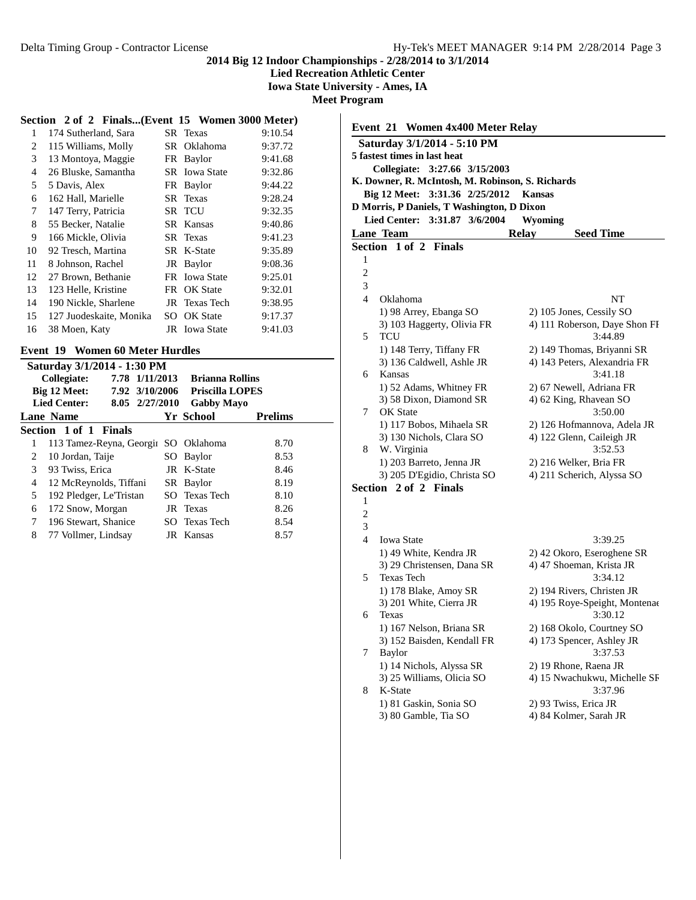**2014 Big 12 Indoor Championships - 2/28/2014 to 3/1/2014**
**Lied Recreation Athletic Center**
**Iowa State University - Ames, IA**
**Meet Program**

### Section 2 of 2 Finals...(Event 15 Women 3000 Meter)

| Lane | Name | Yr | School | Seed |
|---|---|---|---|---|
| 1 | 174 Sutherland, Sara | SR | Texas | 9:10.54 |
| 2 | 115 Williams, Molly | SR | Oklahoma | 9:37.72 |
| 3 | 13 Montoya, Maggie | FR | Baylor | 9:41.68 |
| 4 | 26 Bluske, Samantha | SR | Iowa State | 9:32.86 |
| 5 | 5 Davis, Alex | FR | Baylor | 9:44.22 |
| 6 | 162 Hall, Marielle | SR | Texas | 9:28.24 |
| 7 | 147 Terry, Patricia | SR | TCU | 9:32.35 |
| 8 | 55 Becker, Natalie | SR | Kansas | 9:40.86 |
| 9 | 166 Mickle, Olivia | SR | Texas | 9:41.23 |
| 10 | 92 Tresch, Martina | SR | K-State | 9:35.89 |
| 11 | 8 Johnson, Rachel | JR | Baylor | 9:08.36 |
| 12 | 27 Brown, Bethanie | FR | Iowa State | 9:25.01 |
| 13 | 123 Helle, Kristine | FR | OK State | 9:32.01 |
| 14 | 190 Nickle, Sharlene | JR | Texas Tech | 9:38.95 |
| 15 | 127 Juodeskaite, Monika | SO | OK State | 9:17.37 |
| 16 | 38 Moen, Katy | JR | Iowa State | 9:41.03 |

### Event 19 Women 60 Meter Hurdles

**Saturday 3/1/2014 - 1:30 PM**

| | | | |
|---|---|---|---|
| **Collegiate:** | 7.78 | 1/11/2013 | **Brianna Rollins** |
| **Big 12 Meet:** | 7.92 | 3/10/2006 | **Priscilla LOPES** |
| **Lied Center:** | 8.05 | 2/27/2010 | **Gabby Mayo** |

**Section 1 of 1 Finals**

| Lane | Name | Yr | School | Prelims |
|---|---|---|---|---|
| 1 | 113 Tamez-Reyna, Georgi | SO | Oklahoma | 8.70 |
| 2 | 10 Jordan, Taije | SO | Baylor | 8.53 |
| 3 | 93 Twiss, Erica | JR | K-State | 8.46 |
| 4 | 12 McReynolds, Tiffani | SR | Baylor | 8.19 |
| 5 | 192 Pledger, Le'Tristan | SO | Texas Tech | 8.10 |
| 6 | 172 Snow, Morgan | JR | Texas | 8.26 |
| 7 | 196 Stewart, Shanice | SO | Texas Tech | 8.54 |
| 8 | 77 Vollmer, Lindsay | JR | Kansas | 8.57 |

### Event 21 Women 4x400 Meter Relay

**Saturday 3/1/2014 - 5:10 PM**
**5 fastest times in last heat**
**Collegiate: 3:27.66 3/15/2003**
**K. Downer, R. McIntosh, M. Robinson, S. Richards**
**Big 12 Meet: 3:31.36 2/25/2012 Kansas**
**D Morris, P Daniels, T Washington, D Dixon**
**Lied Center: 3:31.87 3/6/2004 Wyoming**

**Section 1 of 2 Finals**

| Lane | Team | Relay | Seed Time |
|---|---|---|---|
| 1 | | | |
| 2 | | | |
| 3 | | | |
| 4 | Oklahoma | | NT |
| | 1) 98 Arrey, Ebanga SO | 2) 105 Jones, Cessily SO | |
| | 3) 103 Haggerty, Olivia FR | 4) 111 Roberson, Daye Shon FI | |
| 5 | TCU | | 3:44.89 |
| | 1) 148 Terry, Tiffany FR | 2) 149 Thomas, Briyanni SR | |
| | 3) 136 Caldwell, Ashle JR | 4) 143 Peters, Alexandria FR | |
| 6 | Kansas | | 3:41.18 |
| | 1) 52 Adams, Whitney FR | 2) 67 Newell, Adriana FR | |
| | 3) 58 Dixon, Diamond SR | 4) 62 King, Rhavean SO | |
| 7 | OK State | | 3:50.00 |
| | 1) 117 Bobos, Mihaela SR | 2) 126 Hofmannova, Adela JR | |
| | 3) 130 Nichols, Clara SO | 4) 122 Glenn, Caileigh JR | |
| 8 | W. Virginia | | 3:52.53 |
| | 1) 203 Barreto, Jenna JR | 2) 216 Welker, Bria FR | |
| | 3) 205 D'Egidio, Christa SO | 4) 211 Scherich, Alyssa SO | |

**Section 2 of 2 Finals**

| Lane | Team | Relay | Seed Time |
|---|---|---|---|
| 1 | | | |
| 2 | | | |
| 3 | | | |
| 4 | Iowa State | | 3:39.25 |
| | 1) 49 White, Kendra JR | 2) 42 Okoro, Eseroghene SR | |
| | 3) 29 Christensen, Dana SR | 4) 47 Shoeman, Krista JR | |
| 5 | Texas Tech | | 3:34.12 |
| | 1) 178 Blake, Amoy SR | 2) 194 Rivers, Christen JR | |
| | 3) 201 White, Cierra JR | 4) 195 Roye-Speight, Montenae | |
| 6 | Texas | | 3:30.12 |
| | 1) 167 Nelson, Briana SR | 2) 168 Okolo, Courtney SO | |
| | 3) 152 Baisden, Kendall FR | 4) 173 Spencer, Ashley JR | |
| 7 | Baylor | | 3:37.53 |
| | 1) 14 Nichols, Alyssa SR | 2) 19 Rhone, Raena JR | |
| | 3) 25 Williams, Olicia SO | 4) 15 Nwachukwu, Michelle SF | |
| 8 | K-State | | 3:37.96 |
| | 1) 81 Gaskin, Sonia SO | 2) 93 Twiss, Erica JR | |
| | 3) 80 Gamble, Tia SO | 4) 84 Kolmer, Sarah JR | |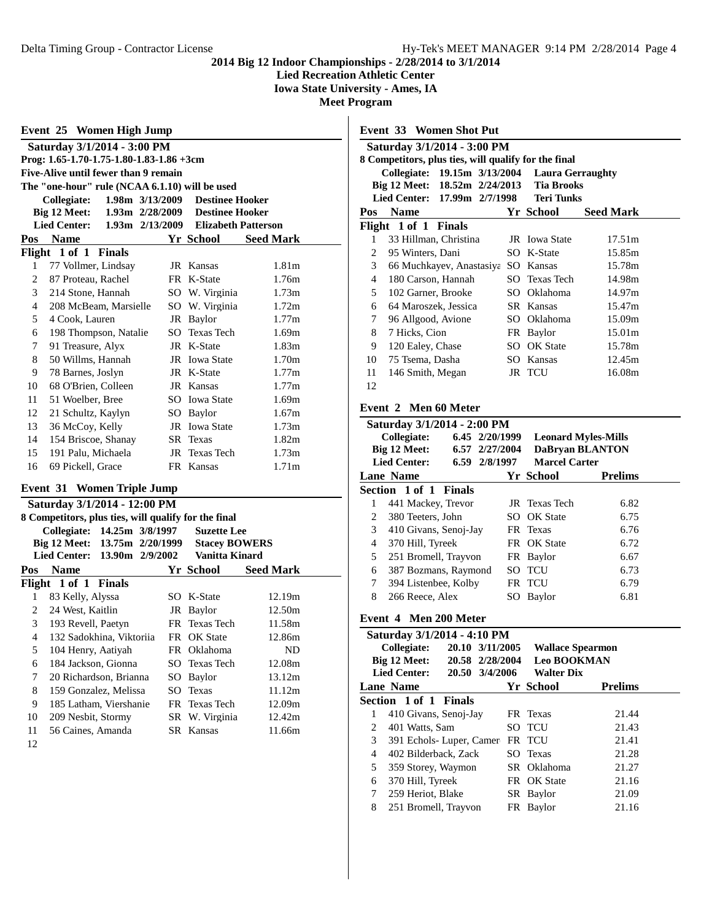## 2014 Big 12 Indoor Championships - 2/28/2014 to 3/1/2014

**Lied Recreation Athletic Center**
**Iowa State University - Ames, IA**
**Meet Program**

### Event 25 Women High Jump

**Saturday 3/1/2014 - 3:00 PM**
**Prog: 1.65-1.70-1.75-1.80-1.83-1.86 +3cm**
**Five-Alive until fewer than 9 remain**
**The "one-hour" rule (NCAA 6.1.10) will be used**

| | | | |
|---|---|---|---|
| Collegiate: | 1.98m | 3/13/2009 | Destinee Hooker |
| Big 12 Meet: | 1.93m | 2/28/2009 | Destinee Hooker |
| Lied Center: | 1.93m | 2/13/2009 | Elizabeth Patterson |

**Flight 1 of 1 Finals**

| Pos | Name | Yr | School | Seed Mark |
|---|---|---|---|---|
| 1 | 77 Vollmer, Lindsay | JR | Kansas | 1.81m |
| 2 | 87 Proteau, Rachel | FR | K-State | 1.76m |
| 3 | 214 Stone, Hannah | SO | W. Virginia | 1.73m |
| 4 | 208 McBeam, Marsielle | SO | W. Virginia | 1.72m |
| 5 | 4 Cook, Lauren | JR | Baylor | 1.77m |
| 6 | 198 Thompson, Natalie | SO | Texas Tech | 1.69m |
| 7 | 91 Treasure, Alyx | JR | K-State | 1.83m |
| 8 | 50 Willms, Hannah | JR | Iowa State | 1.70m |
| 9 | 78 Barnes, Joslyn | JR | K-State | 1.77m |
| 10 | 68 O'Brien, Colleen | JR | Kansas | 1.77m |
| 11 | 51 Woelber, Bree | SO | Iowa State | 1.69m |
| 12 | 21 Schultz, Kaylyn | SO | Baylor | 1.67m |
| 13 | 36 McCoy, Kelly | JR | Iowa State | 1.73m |
| 14 | 154 Briscoe, Shanay | SR | Texas | 1.82m |
| 15 | 191 Palu, Michaela | JR | Texas Tech | 1.73m |
| 16 | 69 Pickell, Grace | FR | Kansas | 1.71m |

### Event 31 Women Triple Jump

**Saturday 3/1/2014 - 12:00 PM**
**8 Competitors, plus ties, will qualify for the final**

| | | | |
|---|---|---|---|
| Collegiate: | 14.25m | 3/8/1997 | Suzette Lee |
| Big 12 Meet: | 13.75m | 2/20/1999 | Stacey BOWERS |
| Lied Center: | 13.90m | 2/9/2002 | Vanitta Kinard |

**Flight 1 of 1 Finals**

| Pos | Name | Yr | School | Seed Mark |
|---|---|---|---|---|
| 1 | 83 Kelly, Alyssa | SO | K-State | 12.19m |
| 2 | 24 West, Kaitlin | JR | Baylor | 12.50m |
| 3 | 193 Revell, Paetyn | FR | Texas Tech | 11.58m |
| 4 | 132 Sadokhina, Viktoriia | FR | OK State | 12.86m |
| 5 | 104 Henry, Aatiyah | FR | Oklahoma | ND |
| 6 | 184 Jackson, Gionna | SO | Texas Tech | 12.08m |
| 7 | 20 Richardson, Brianna | SO | Baylor | 13.12m |
| 8 | 159 Gonzalez, Melissa | SO | Texas | 11.12m |
| 9 | 185 Latham, Viershanie | FR | Texas Tech | 12.09m |
| 10 | 209 Nesbit, Stormy | SR | W. Virginia | 12.42m |
| 11 | 56 Caines, Amanda | SR | Kansas | 11.66m |
| 12 | | | | |

### Event 33 Women Shot Put

**Saturday 3/1/2014 - 3:00 PM**
**8 Competitors, plus ties, will qualify for the final**

| | | | |
|---|---|---|---|
| Collegiate: | 19.15m | 3/13/2004 | Laura Gerraughty |
| Big 12 Meet: | 18.52m | 2/24/2013 | Tia Brooks |
| Lied Center: | 17.99m | 2/7/1998 | Teri Tunks |

**Flight 1 of 1 Finals**

| Pos | Name | Yr | School | Seed Mark |
|---|---|---|---|---|
| 1 | 33 Hillman, Christina | JR | Iowa State | 17.51m |
| 2 | 95 Winters, Dani | SO | K-State | 15.85m |
| 3 | 66 Muchkayev, Anastasiya | SO | Kansas | 15.78m |
| 4 | 180 Carson, Hannah | SO | Texas Tech | 14.98m |
| 5 | 102 Garner, Brooke | SO | Oklahoma | 14.97m |
| 6 | 64 Maroszek, Jessica | SR | Kansas | 15.47m |
| 7 | 96 Allgood, Avione | SO | Oklahoma | 15.09m |
| 8 | 7 Hicks, Cion | FR | Baylor | 15.01m |
| 9 | 120 Ealey, Chase | SO | OK State | 15.78m |
| 10 | 75 Tsema, Dasha | SO | Kansas | 12.45m |
| 11 | 146 Smith, Megan | JR | TCU | 16.08m |
| 12 | | | | |

### Event 2 Men 60 Meter

**Saturday 3/1/2014 - 2:00 PM**

| | | | |
|---|---|---|---|
| Collegiate: | 6.45 | 2/20/1999 | Leonard Myles-Mills |
| Big 12 Meet: | 6.57 | 2/27/2004 | DaBryan BLANTON |
| Lied Center: | 6.59 | 2/8/1997 | Marcel Carter |

**Section 1 of 1 Finals**

| Lane | Name | Yr | School | Prelims |
|---|---|---|---|---|
| 1 | 441 Mackey, Trevor | JR | Texas Tech | 6.82 |
| 2 | 380 Teeters, John | SO | OK State | 6.75 |
| 3 | 410 Givans, Senoj-Jay | FR | Texas | 6.76 |
| 4 | 370 Hill, Tyreek | FR | OK State | 6.72 |
| 5 | 251 Bromell, Trayvon | FR | Baylor | 6.67 |
| 6 | 387 Bozmans, Raymond | SO | TCU | 6.73 |
| 7 | 394 Listenbee, Kolby | FR | TCU | 6.79 |
| 8 | 266 Reece, Alex | SO | Baylor | 6.81 |

### Event 4 Men 200 Meter

**Saturday 3/1/2014 - 4:10 PM**

| | | | |
|---|---|---|---|
| Collegiate: | 20.10 | 3/11/2005 | Wallace Spearmon |
| Big 12 Meet: | 20.58 | 2/28/2004 | Leo BOOKMAN |
| Lied Center: | 20.50 | 3/4/2006 | Walter Dix |

**Section 1 of 1 Finals**

| Lane | Name | Yr | School | Prelims |
|---|---|---|---|---|
| 1 | 410 Givans, Senoj-Jay | FR | Texas | 21.44 |
| 2 | 401 Watts, Sam | SO | TCU | 21.43 |
| 3 | 391 Echols- Luper, Camer | FR | TCU | 21.41 |
| 4 | 402 Bilderback, Zack | SO | Texas | 21.28 |
| 5 | 359 Storey, Waymon | SR | Oklahoma | 21.27 |
| 6 | 370 Hill, Tyreek | FR | OK State | 21.16 |
| 7 | 259 Heriot, Blake | SR | Baylor | 21.09 |
| 8 | 251 Bromell, Trayvon | FR | Baylor | 21.16 |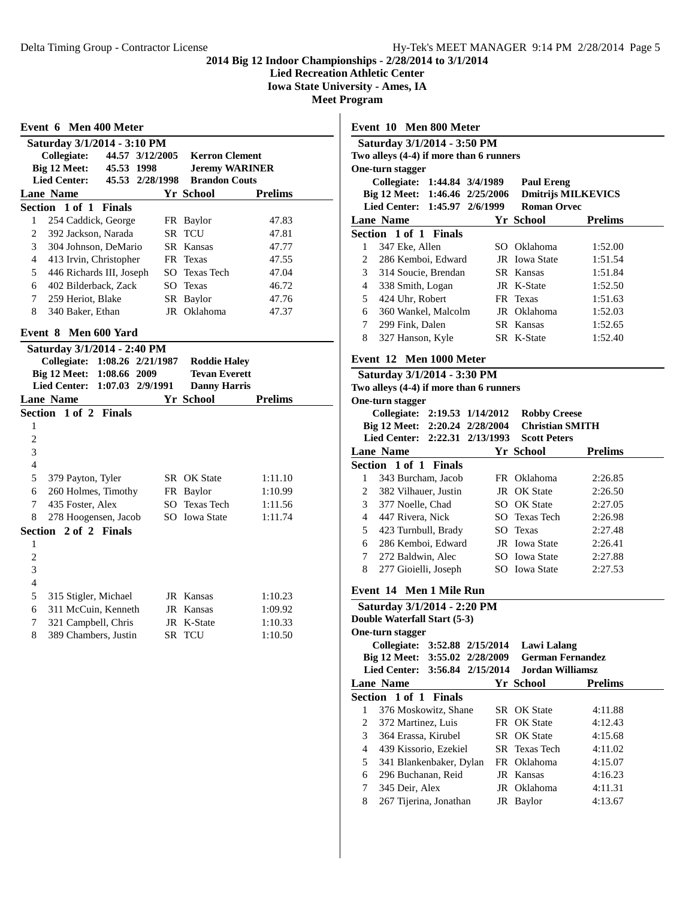**2014 Big 12 Indoor Championships - 2/28/2014 to 3/1/2014**
**Lied Recreation Athletic Center**
**Iowa State University - Ames, IA**
**Meet Program**

### Event 6 Men 400 Meter

**Saturday 3/1/2014 - 3:10 PM**

| | | | |
|---|---|---|---|
| Collegiate: | 44.57 | 3/12/2005 | Kerron Clement |
| Big 12 Meet: | 45.53 | 1998 | Jeremy WARINER |
| Lied Center: | 45.53 | 2/28/1998 | Brandon Couts |

| Lane | Name | Yr | School | Prelims |
|---|---|---|---|---|
| **Section 1 of 1 Finals** | | | | |
| 1 | 254 Caddick, George | FR | Baylor | 47.83 |
| 2 | 392 Jackson, Narada | SR | TCU | 47.81 |
| 3 | 304 Johnson, DeMario | SR | Kansas | 47.77 |
| 4 | 413 Irvin, Christopher | FR | Texas | 47.55 |
| 5 | 446 Richards III, Joseph | SO | Texas Tech | 47.04 |
| 6 | 402 Bilderback, Zack | SO | Texas | 46.72 |
| 7 | 259 Heriot, Blake | SR | Baylor | 47.76 |
| 8 | 340 Baker, Ethan | JR | Oklahoma | 47.37 |

### Event 8 Men 600 Yard

**Saturday 3/1/2014 - 2:40 PM**

| | | | |
|---|---|---|---|
| Collegiate: | 1:08.26 | 2/21/1987 | Roddie Haley |
| Big 12 Meet: | 1:08.66 | 2009 | Tevan Everett |
| Lied Center: | 1:07.03 | 2/9/1991 | Danny Harris |

| Lane | Name | Yr | School | Prelims |
|---|---|---|---|---|
| **Section 1 of 2 Finals** | | | | |
| 1 | | | | |
| 2 | | | | |
| 3 | | | | |
| 4 | | | | |
| 5 | 379 Payton, Tyler | SR | OK State | 1:11.10 |
| 6 | 260 Holmes, Timothy | FR | Baylor | 1:10.99 |
| 7 | 435 Foster, Alex | SO | Texas Tech | 1:11.56 |
| 8 | 278 Hoogensen, Jacob | SO | Iowa State | 1:11.74 |
| **Section 2 of 2 Finals** | | | | |
| 1 | | | | |
| 2 | | | | |
| 3 | | | | |
| 4 | | | | |
| 5 | 315 Stigler, Michael | JR | Kansas | 1:10.23 |
| 6 | 311 McCuin, Kenneth | JR | Kansas | 1:09.92 |
| 7 | 321 Campbell, Chris | JR | K-State | 1:10.33 |
| 8 | 389 Chambers, Justin | SR | TCU | 1:10.50 |

### Event 10 Men 800 Meter

**Saturday 3/1/2014 - 3:50 PM**
**Two alleys (4-4) if more than 6 runners**
**One-turn stagger**

| | | | |
|---|---|---|---|
| Collegiate: | 1:44.84 | 3/4/1989 | Paul Ereng |
| Big 12 Meet: | 1:46.46 | 2/25/2006 | Dmitrijs MILKEVICS |
| Lied Center: | 1:45.97 | 2/6/1999 | Roman Orvec |

| Lane | Name | Yr | School | Prelims |
|---|---|---|---|---|
| **Section 1 of 1 Finals** | | | | |
| 1 | 347 Eke, Allen | SO | Oklahoma | 1:52.00 |
| 2 | 286 Kemboi, Edward | JR | Iowa State | 1:51.54 |
| 3 | 314 Soucie, Brendan | SR | Kansas | 1:51.84 |
| 4 | 338 Smith, Logan | JR | K-State | 1:52.50 |
| 5 | 424 Uhr, Robert | FR | Texas | 1:51.63 |
| 6 | 360 Wankel, Malcolm | JR | Oklahoma | 1:52.03 |
| 7 | 299 Fink, Dalen | SR | Kansas | 1:52.65 |
| 8 | 327 Hanson, Kyle | SR | K-State | 1:52.40 |

### Event 12 Men 1000 Meter

**Saturday 3/1/2014 - 3:30 PM**
**Two alleys (4-4) if more than 6 runners**
**One-turn stagger**

| | | | |
|---|---|---|---|
| Collegiate: | 2:19.53 | 1/14/2012 | Robby Creese |
| Big 12 Meet: | 2:20.24 | 2/28/2004 | Christian SMITH |
| Lied Center: | 2:22.31 | 2/13/1993 | Scott Peters |

| Lane | Name | Yr | School | Prelims |
|---|---|---|---|---|
| **Section 1 of 1 Finals** | | | | |
| 1 | 343 Burcham, Jacob | FR | Oklahoma | 2:26.85 |
| 2 | 382 Vilhauer, Justin | JR | OK State | 2:26.50 |
| 3 | 377 Noelle, Chad | SO | OK State | 2:27.05 |
| 4 | 447 Rivera, Nick | SO | Texas Tech | 2:26.98 |
| 5 | 423 Turnbull, Brady | SO | Texas | 2:27.48 |
| 6 | 286 Kemboi, Edward | JR | Iowa State | 2:26.41 |
| 7 | 272 Baldwin, Alec | SO | Iowa State | 2:27.88 |
| 8 | 277 Gioielli, Joseph | SO | Iowa State | 2:27.53 |

### Event 14 Men 1 Mile Run

**Saturday 3/1/2014 - 2:20 PM**
**Double Waterfall Start (5-3)**
**One-turn stagger**

| | | | |
|---|---|---|---|
| Collegiate: | 3:52.88 | 2/15/2014 | Lawi Lalang |
| Big 12 Meet: | 3:55.02 | 2/28/2009 | German Fernandez |
| Lied Center: | 3:56.84 | 2/15/2014 | Jordan Williamsz |

| Lane | Name | Yr | School | Prelims |
|---|---|---|---|---|
| **Section 1 of 1 Finals** | | | | |
| 1 | 376 Moskowitz, Shane | SR | OK State | 4:11.88 |
| 2 | 372 Martinez, Luis | FR | OK State | 4:12.43 |
| 3 | 364 Erassa, Kirubel | SR | OK State | 4:15.68 |
| 4 | 439 Kissorio, Ezekiel | SR | Texas Tech | 4:11.02 |
| 5 | 341 Blankenbaker, Dylan | FR | Oklahoma | 4:15.07 |
| 6 | 296 Buchanan, Reid | JR | Kansas | 4:16.23 |
| 7 | 345 Deir, Alex | JR | Oklahoma | 4:11.31 |
| 8 | 267 Tijerina, Jonathan | JR | Baylor | 4:13.67 |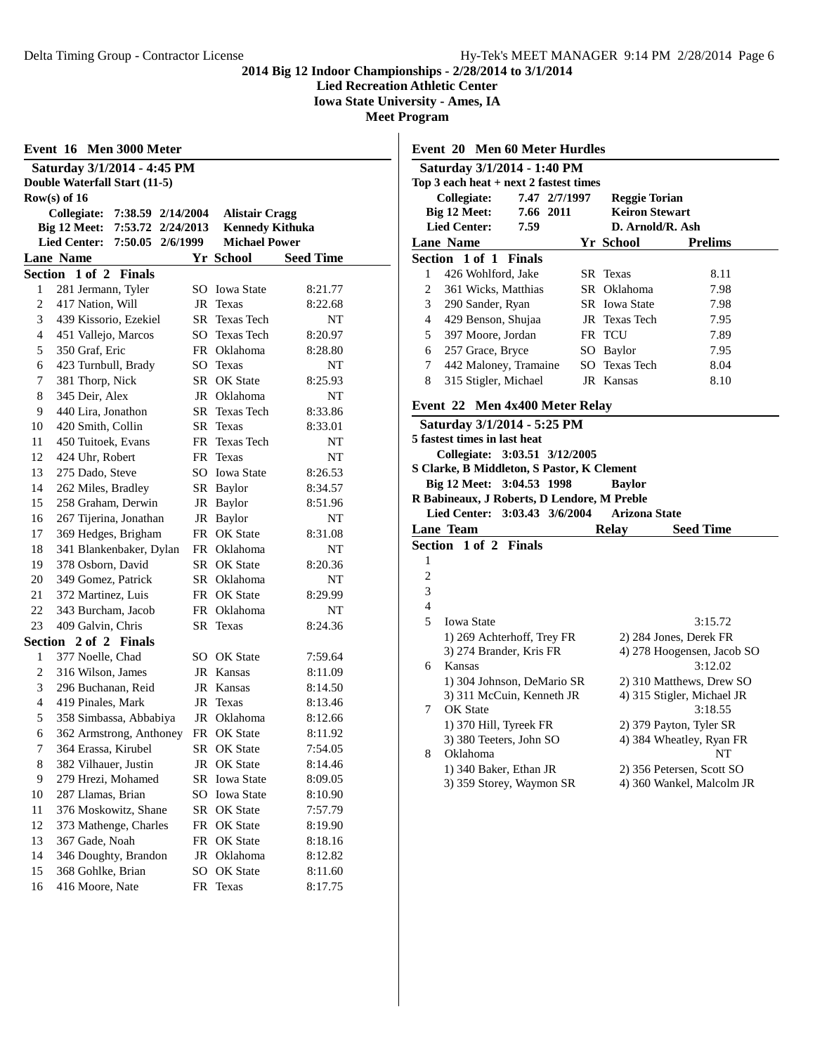**2014 Big 12 Indoor Championships - 2/28/2014 to 3/1/2014**
**Lied Recreation Athletic Center**
**Iowa State University - Ames, IA**
**Meet Program**

## Event 16 Men 3000 Meter

**Saturday 3/1/2014 - 4:45 PM**
**Double Waterfall Start (11-5)**
**Row(s) of 16**

| | | | |
|---|---|---|---|
| Collegiate: | 7:38.59 | 2/14/2004 | Alistair Cragg |
| Big 12 Meet: | 7:53.72 | 2/24/2013 | Kennedy Kithuka |
| Lied Center: | 7:50.05 | 2/6/1999 | Michael Power |

**Section 1 of 2 Finals**

| Lane | Name | Yr | School | Seed Time |
|---|---|---|---|---|
| 1 | 281 Jermann, Tyler | SO | Iowa State | 8:21.77 |
| 2 | 417 Nation, Will | JR | Texas | 8:22.68 |
| 3 | 439 Kissorio, Ezekiel | SR | Texas Tech | NT |
| 4 | 451 Vallejo, Marcos | SO | Texas Tech | 8:20.97 |
| 5 | 350 Graf, Eric | FR | Oklahoma | 8:28.80 |
| 6 | 423 Turnbull, Brady | SO | Texas | NT |
| 7 | 381 Thorp, Nick | SR | OK State | 8:25.93 |
| 8 | 345 Deir, Alex | JR | Oklahoma | NT |
| 9 | 440 Lira, Jonathon | SR | Texas Tech | 8:33.86 |
| 10 | 420 Smith, Collin | SR | Texas | 8:33.01 |
| 11 | 450 Tuitoek, Evans | FR | Texas Tech | NT |
| 12 | 424 Uhr, Robert | FR | Texas | NT |
| 13 | 275 Dado, Steve | SO | Iowa State | 8:26.53 |
| 14 | 262 Miles, Bradley | SR | Baylor | 8:34.57 |
| 15 | 258 Graham, Derwin | JR | Baylor | 8:51.96 |
| 16 | 267 Tijerina, Jonathan | JR | Baylor | NT |
| 17 | 369 Hedges, Brigham | FR | OK State | 8:31.08 |
| 18 | 341 Blankenbaker, Dylan | FR | Oklahoma | NT |
| 19 | 378 Osborn, David | SR | OK State | 8:20.36 |
| 20 | 349 Gomez, Patrick | SR | Oklahoma | NT |
| 21 | 372 Martinez, Luis | FR | OK State | 8:29.99 |
| 22 | 343 Burcham, Jacob | FR | Oklahoma | NT |
| 23 | 409 Galvin, Chris | SR | Texas | 8:24.36 |

**Section 2 of 2 Finals**

| Lane | Name | Yr | School | Seed Time |
|---|---|---|---|---|
| 1 | 377 Noelle, Chad | SO | OK State | 7:59.64 |
| 2 | 316 Wilson, James | JR | Kansas | 8:11.09 |
| 3 | 296 Buchanan, Reid | JR | Kansas | 8:14.50 |
| 4 | 419 Pinales, Mark | JR | Texas | 8:13.46 |
| 5 | 358 Simbassa, Abbabiya | JR | Oklahoma | 8:12.66 |
| 6 | 362 Armstrong, Anthoney | FR | OK State | 8:11.92 |
| 7 | 364 Erassa, Kirubel | SR | OK State | 7:54.05 |
| 8 | 382 Vilhauer, Justin | JR | OK State | 8:14.46 |
| 9 | 279 Hrezi, Mohamed | SR | Iowa State | 8:09.05 |
| 10 | 287 Llamas, Brian | SO | Iowa State | 8:10.90 |
| 11 | 376 Moskowitz, Shane | SR | OK State | 7:57.79 |
| 12 | 373 Mathenge, Charles | FR | OK State | 8:19.90 |
| 13 | 367 Gade, Noah | FR | OK State | 8:18.16 |
| 14 | 346 Doughty, Brandon | JR | Oklahoma | 8:12.82 |
| 15 | 368 Gohlke, Brian | SO | OK State | 8:11.60 |
| 16 | 416 Moore, Nate | FR | Texas | 8:17.75 |

## Event 20 Men 60 Meter Hurdles

**Saturday 3/1/2014 - 1:40 PM**
**Top 3 each heat + next 2 fastest times**

| | | | |
|---|---|---|---|
| Collegiate: | 7.47 | 2/7/1997 | Reggie Torian |
| Big 12 Meet: | 7.66 | 2011 | Keiron Stewart |
| Lied Center: | 7.59 | | D. Arnold/R. Ash |

**Section 1 of 1 Finals**

| Lane | Name | Yr | School | Prelims |
|---|---|---|---|---|
| 1 | 426 Wohlford, Jake | SR | Texas | 8.11 |
| 2 | 361 Wicks, Matthias | SR | Oklahoma | 7.98 |
| 3 | 290 Sander, Ryan | SR | Iowa State | 7.98 |
| 4 | 429 Benson, Shujaa | JR | Texas Tech | 7.95 |
| 5 | 397 Moore, Jordan | FR | TCU | 7.89 |
| 6 | 257 Grace, Bryce | SO | Baylor | 7.95 |
| 7 | 442 Maloney, Tramaine | SO | Texas Tech | 8.04 |
| 8 | 315 Stigler, Michael | JR | Kansas | 8.10 |

## Event 22 Men 4x400 Meter Relay

**Saturday 3/1/2014 - 5:25 PM**
**5 fastest times in last heat**

**Collegiate: 3:03.51 3/12/2005**
**S Clarke, B Middleton, S Pastor, K Clement**
**Big 12 Meet: 3:04.53 1998 Baylor**
**R Babineaux, J Roberts, D Lendore, M Preble**
**Lied Center: 3:03.43 3/6/2004 Arizona State**

**Section 1 of 2 Finals**

| Lane | Team | Relay | Seed Time |
|---|---|---|---|
| 1 | | | |
| 2 | | | |
| 3 | | | |
| 4 | | | |
| 5 | Iowa State | | 3:15.72 |
| | 1) 269 Achterhoff, Trey FR | 2) 284 Jones, Derek FR | |
| | 3) 274 Brander, Kris FR | 4) 278 Hoogensen, Jacob SO | |
| 6 | Kansas | | 3:12.02 |
| | 1) 304 Johnson, DeMario SR | 2) 310 Matthews, Drew SO | |
| | 3) 311 McCuin, Kenneth JR | 4) 315 Stigler, Michael JR | |
| 7 | OK State | | 3:18.55 |
| | 1) 370 Hill, Tyreek FR | 2) 379 Payton, Tyler SR | |
| | 3) 380 Teeters, John SO | 4) 384 Wheatley, Ryan FR | |
| 8 | Oklahoma | | NT |
| | 1) 340 Baker, Ethan JR | 2) 356 Petersen, Scott SO | |
| | 3) 359 Storey, Waymon SR | 4) 360 Wankel, Malcolm JR | |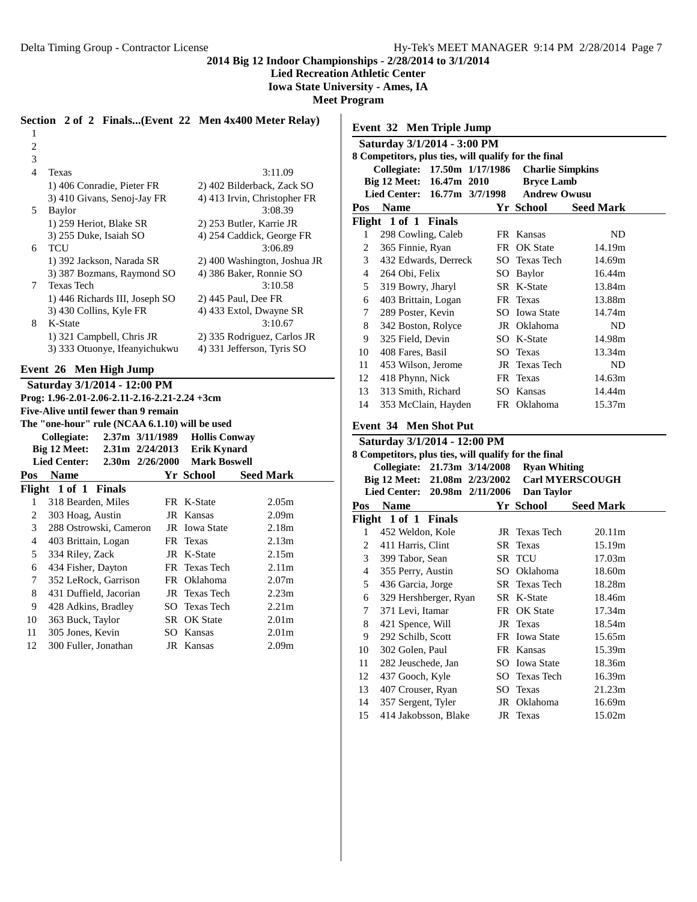2014 Big 12 Indoor Championships - 2/28/2014 to 3/1/2014
Lied Recreation Athletic Center
Iowa State University - Ames, IA
Meet Program

### Section 2 of 2 Finals...(Event 22 Men 4x400 Meter Relay)

| Pos | Team | Seed |
|---|---|---|
| 1 | | |
| 2 | | |
| 3 | | |
| 4 | Texas | 3:11.09 |
| | 1) 406 Conradie, Pieter FR | 2) 402 Bilderback, Zack SO |
| | 3) 410 Givans, Senoj-Jay FR | 4) 413 Irvin, Christopher FR |
| 5 | Baylor | 3:08.39 |
| | 1) 259 Heriot, Blake SR | 2) 253 Butler, Karrie JR |
| | 3) 255 Duke, Isaiah SO | 4) 254 Caddick, George FR |
| 6 | TCU | 3:06.89 |
| | 1) 392 Jackson, Narada SR | 2) 400 Washington, Joshua JR |
| | 3) 387 Bozmans, Raymond SO | 4) 386 Baker, Ronnie SO |
| 7 | Texas Tech | 3:10.58 |
| | 1) 446 Richards III, Joseph SO | 2) 445 Paul, Dee FR |
| | 3) 430 Collins, Kyle FR | 4) 433 Extol, Dwayne SR |
| 8 | K-State | 3:10.67 |
| | 1) 321 Campbell, Chris JR | 2) 335 Rodriguez, Carlos JR |
| | 3) 333 Otuonye, Ifeanyichukwu | 4) 331 Jefferson, Tyris SO |

### Event 26 Men High Jump

**Saturday 3/1/2014 - 12:00 PM**
**Prog: 1.96-2.01-2.06-2.11-2.16-2.21-2.24 +3cm**
**Five-Alive until fewer than 9 remain**
**The "one-hour" rule (NCAA 6.1.10) will be used**

**Collegiate:** 2.37m 3/11/1989 Hollis Conway
**Big 12 Meet:** 2.31m 2/24/2013 Erik Kynard
**Lied Center:** 2.30m 2/26/2000 Mark Boswell

**Flight 1 of 1 Finals**

| Pos | Name | Yr | School | Seed Mark |
|---|---|---|---|---|
| 1 | 318 Bearden, Miles | FR | K-State | 2.05m |
| 2 | 303 Hoag, Austin | JR | Kansas | 2.09m |
| 3 | 288 Ostrowski, Cameron | JR | Iowa State | 2.18m |
| 4 | 403 Brittain, Logan | FR | Texas | 2.13m |
| 5 | 334 Riley, Zack | JR | K-State | 2.15m |
| 6 | 434 Fisher, Dayton | FR | Texas Tech | 2.11m |
| 7 | 352 LeRock, Garrison | FR | Oklahoma | 2.07m |
| 8 | 431 Duffield, Jacorian | JR | Texas Tech | 2.23m |
| 9 | 428 Adkins, Bradley | SO | Texas Tech | 2.21m |
| 10 | 363 Buck, Taylor | SR | OK State | 2.01m |
| 11 | 305 Jones, Kevin | SO | Kansas | 2.01m |
| 12 | 300 Fuller, Jonathan | JR | Kansas | 2.09m |

### Event 32 Men Triple Jump

**Saturday 3/1/2014 - 3:00 PM**
**8 Competitors, plus ties, will qualify for the final**

**Collegiate:** 17.50m 1/17/1986 Charlie Simpkins
**Big 12 Meet:** 16.47m 2010 Bryce Lamb
**Lied Center:** 16.77m 3/7/1998 Andrew Owusu

**Flight 1 of 1 Finals**

| Pos | Name | Yr | School | Seed Mark |
|---|---|---|---|---|
| 1 | 298 Cowling, Caleb | FR | Kansas | ND |
| 2 | 365 Finnie, Ryan | FR | OK State | 14.19m |
| 3 | 432 Edwards, Derreck | SO | Texas Tech | 14.69m |
| 4 | 264 Obi, Felix | SO | Baylor | 16.44m |
| 5 | 319 Bowry, Jharyl | SR | K-State | 13.84m |
| 6 | 403 Brittain, Logan | FR | Texas | 13.88m |
| 7 | 289 Poster, Kevin | SO | Iowa State | 14.74m |
| 8 | 342 Boston, Rolyce | JR | Oklahoma | ND |
| 9 | 325 Field, Devin | SO | K-State | 14.98m |
| 10 | 408 Fares, Basil | SO | Texas | 13.34m |
| 11 | 453 Wilson, Jerome | JR | Texas Tech | ND |
| 12 | 418 Phynn, Nick | FR | Texas | 14.63m |
| 13 | 313 Smith, Richard | SO | Kansas | 14.44m |
| 14 | 353 McClain, Hayden | FR | Oklahoma | 15.37m |

### Event 34 Men Shot Put

**Saturday 3/1/2014 - 12:00 PM**
**8 Competitors, plus ties, will qualify for the final**

**Collegiate:** 21.73m 3/14/2008 Ryan Whiting
**Big 12 Meet:** 21.08m 2/23/2002 Carl MYERSCOUGH
**Lied Center:** 20.98m 2/11/2006 Dan Taylor

**Flight 1 of 1 Finals**

| Pos | Name | Yr | School | Seed Mark |
|---|---|---|---|---|
| 1 | 452 Weldon, Kole | JR | Texas Tech | 20.11m |
| 2 | 411 Harris, Clint | SR | Texas | 15.19m |
| 3 | 399 Tabor, Sean | SR | TCU | 17.03m |
| 4 | 355 Perry, Austin | SO | Oklahoma | 18.60m |
| 5 | 436 Garcia, Jorge | SR | Texas Tech | 18.28m |
| 6 | 329 Hershberger, Ryan | SR | K-State | 18.46m |
| 7 | 371 Levi, Itamar | FR | OK State | 17.34m |
| 8 | 421 Spence, Will | JR | Texas | 18.54m |
| 9 | 292 Schilb, Scott | FR | Iowa State | 15.65m |
| 10 | 302 Golen, Paul | FR | Kansas | 15.39m |
| 11 | 282 Jeuschede, Jan | SO | Iowa State | 18.36m |
| 12 | 437 Gooch, Kyle | SO | Texas Tech | 16.39m |
| 13 | 407 Crouser, Ryan | SO | Texas | 21.23m |
| 14 | 357 Sergent, Tyler | JR | Oklahoma | 16.69m |
| 15 | 414 Jakobsson, Blake | JR | Texas | 15.02m |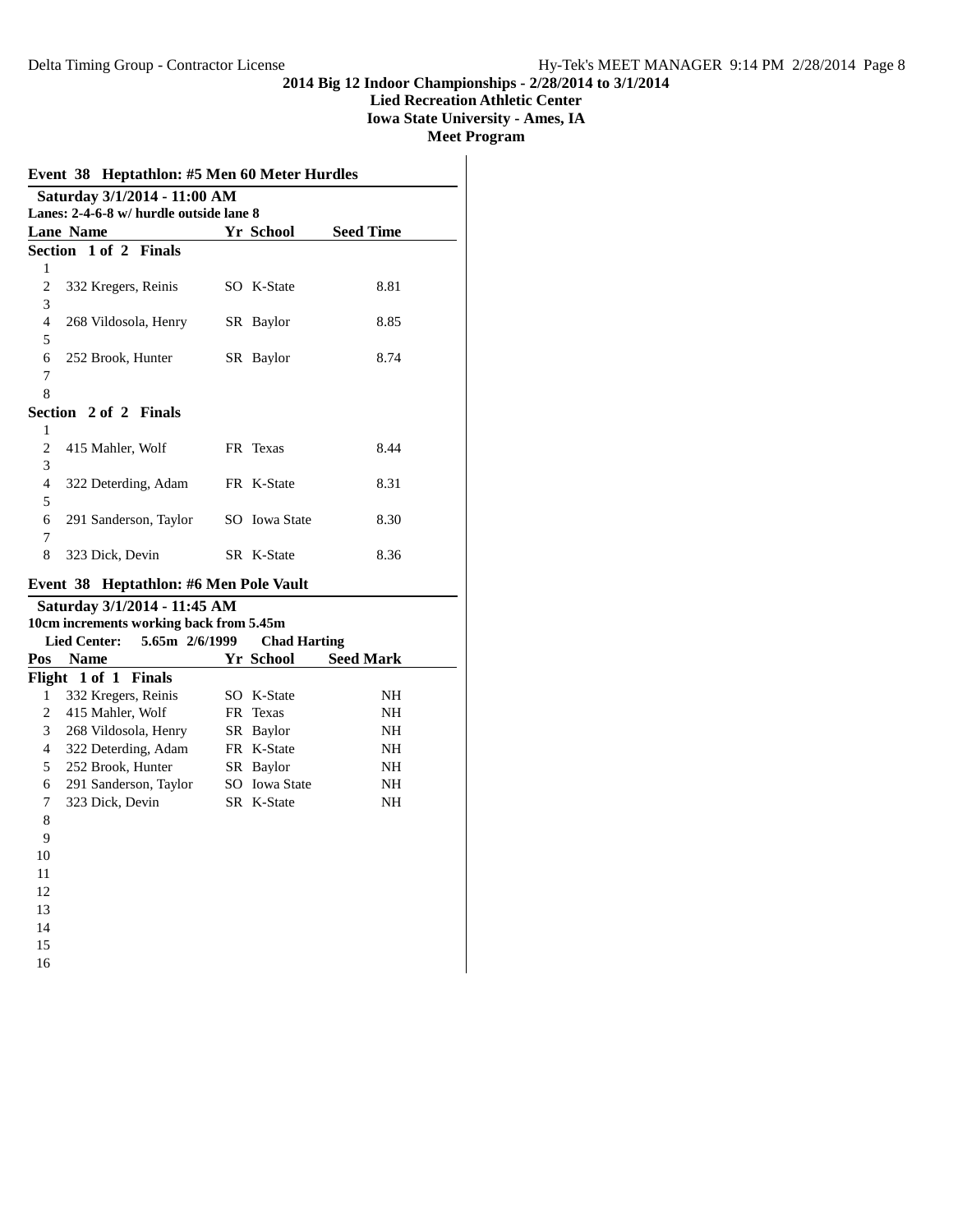**2014 Big 12 Indoor Championships - 2/28/2014 to 3/1/2014**
**Lied Recreation Athletic Center**
**Iowa State University - Ames, IA**
**Meet Program**

### Event 38 Heptathlon: #5 Men 60 Meter Hurdles

**Saturday 3/1/2014 - 11:00 AM**
**Lanes: 2-4-6-8 w/ hurdle outside lane 8**

| Lane | Name | Yr | School | Seed Time |
|---|---|---|---|---|
| **Section 1 of 2 Finals** | | | | |
| 1 | | | | |
| 2 | 332 Kregers, Reinis | SO | K-State | 8.81 |
| 3 | | | | |
| 4 | 268 Vildosola, Henry | SR | Baylor | 8.85 |
| 5 | | | | |
| 6 | 252 Brook, Hunter | SR | Baylor | 8.74 |
| 7 | | | | |
| 8 | | | | |
| **Section 2 of 2 Finals** | | | | |
| 1 | | | | |
| 2 | 415 Mahler, Wolf | FR | Texas | 8.44 |
| 3 | | | | |
| 4 | 322 Deterding, Adam | FR | K-State | 8.31 |
| 5 | | | | |
| 6 | 291 Sanderson, Taylor | SO | Iowa State | 8.30 |
| 7 | | | | |
| 8 | 323 Dick, Devin | SR | K-State | 8.36 |

### Event 38 Heptathlon: #6 Men Pole Vault

**Saturday 3/1/2014 - 11:45 AM**
**10cm increments working back from 5.45m**
**Lied Center: 5.65m 2/6/1999 Chad Harting**

| Pos | Name | Yr | School | Seed Mark |
|---|---|---|---|---|
| **Flight 1 of 1 Finals** | | | | |
| 1 | 332 Kregers, Reinis | SO | K-State | NH |
| 2 | 415 Mahler, Wolf | FR | Texas | NH |
| 3 | 268 Vildosola, Henry | SR | Baylor | NH |
| 4 | 322 Deterding, Adam | FR | K-State | NH |
| 5 | 252 Brook, Hunter | SR | Baylor | NH |
| 6 | 291 Sanderson, Taylor | SO | Iowa State | NH |
| 7 | 323 Dick, Devin | SR | K-State | NH |
| 8 | | | | |
| 9 | | | | |
| 10 | | | | |
| 11 | | | | |
| 12 | | | | |
| 13 | | | | |
| 14 | | | | |
| 15 | | | | |
| 16 | | | | |